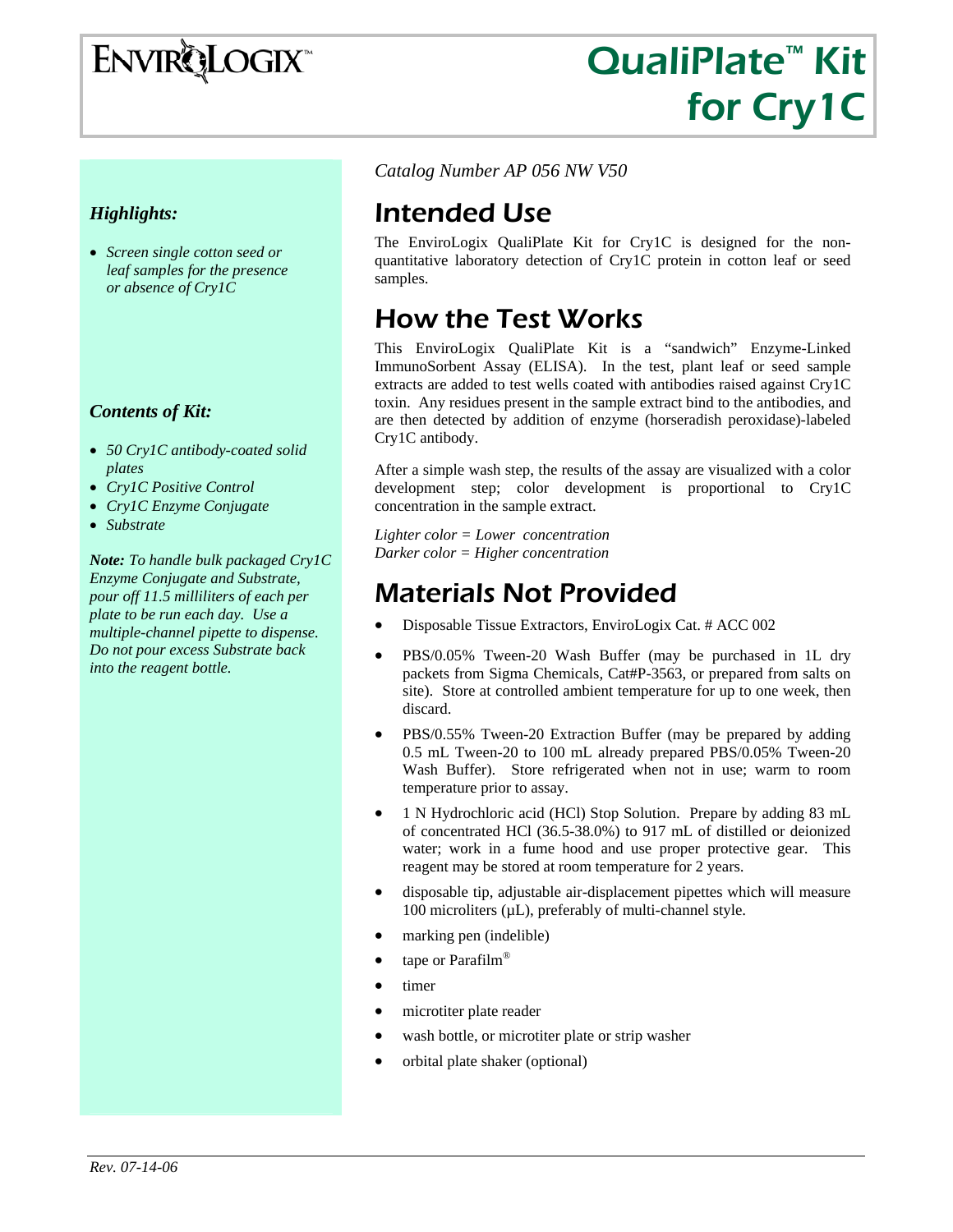# ENVIROLOGIX™

# QualiPlate™ Kit for Cry1C

*Catalog Number AP 056 NW V50*

### *Highlights:*

- *Screen single cotton seed or leaf samples for the presence or absence of Cry1C*

### *Contents of Kit:*

- *50 Cry1C antibody-coated solid plates*
- *Cry1C Positive Control*
- *Cry1C Enzyme Conjugate*
- *Substrate*

***Note:*** *To handle bulk packaged Cry1C Enzyme Conjugate and Substrate, pour off 11.5 milliliters of each per plate to be run each day. Use a multiple-channel pipette to dispense. Do not pour excess Substrate back into the reagent bottle.*

## Intended Use

The EnviroLogix QualiPlate Kit for Cry1C is designed for the non-quantitative laboratory detection of Cry1C protein in cotton leaf or seed samples.

## How the Test Works

This EnviroLogix QualiPlate Kit is a "sandwich" Enzyme-Linked ImmunoSorbent Assay (ELISA). In the test, plant leaf or seed sample extracts are added to test wells coated with antibodies raised against Cry1C toxin. Any residues present in the sample extract bind to the antibodies, and are then detected by addition of enzyme (horseradish peroxidase)-labeled Cry1C antibody.

After a simple wash step, the results of the assay are visualized with a color development step; color development is proportional to Cry1C concentration in the sample extract.

*Lighter color = Lower concentration*
*Darker color = Higher concentration*

## Materials Not Provided

- Disposable Tissue Extractors, EnviroLogix Cat. # ACC 002
- PBS/0.05% Tween-20 Wash Buffer (may be purchased in 1L dry packets from Sigma Chemicals, Cat#P-3563, or prepared from salts on site). Store at controlled ambient temperature for up to one week, then discard.
- PBS/0.55% Tween-20 Extraction Buffer (may be prepared by adding 0.5 mL Tween-20 to 100 mL already prepared PBS/0.05% Tween-20 Wash Buffer). Store refrigerated when not in use; warm to room temperature prior to assay.
- 1 N Hydrochloric acid (HCl) Stop Solution. Prepare by adding 83 mL of concentrated HCl (36.5-38.0%) to 917 mL of distilled or deionized water; work in a fume hood and use proper protective gear. This reagent may be stored at room temperature for 2 years.
- disposable tip, adjustable air-displacement pipettes which will measure 100 microliters (µL), preferably of multi-channel style.
- marking pen (indelible)
- tape or Parafilm®
- timer
- microtiter plate reader
- wash bottle, or microtiter plate or strip washer
- orbital plate shaker (optional)

*Rev. 07-14-06*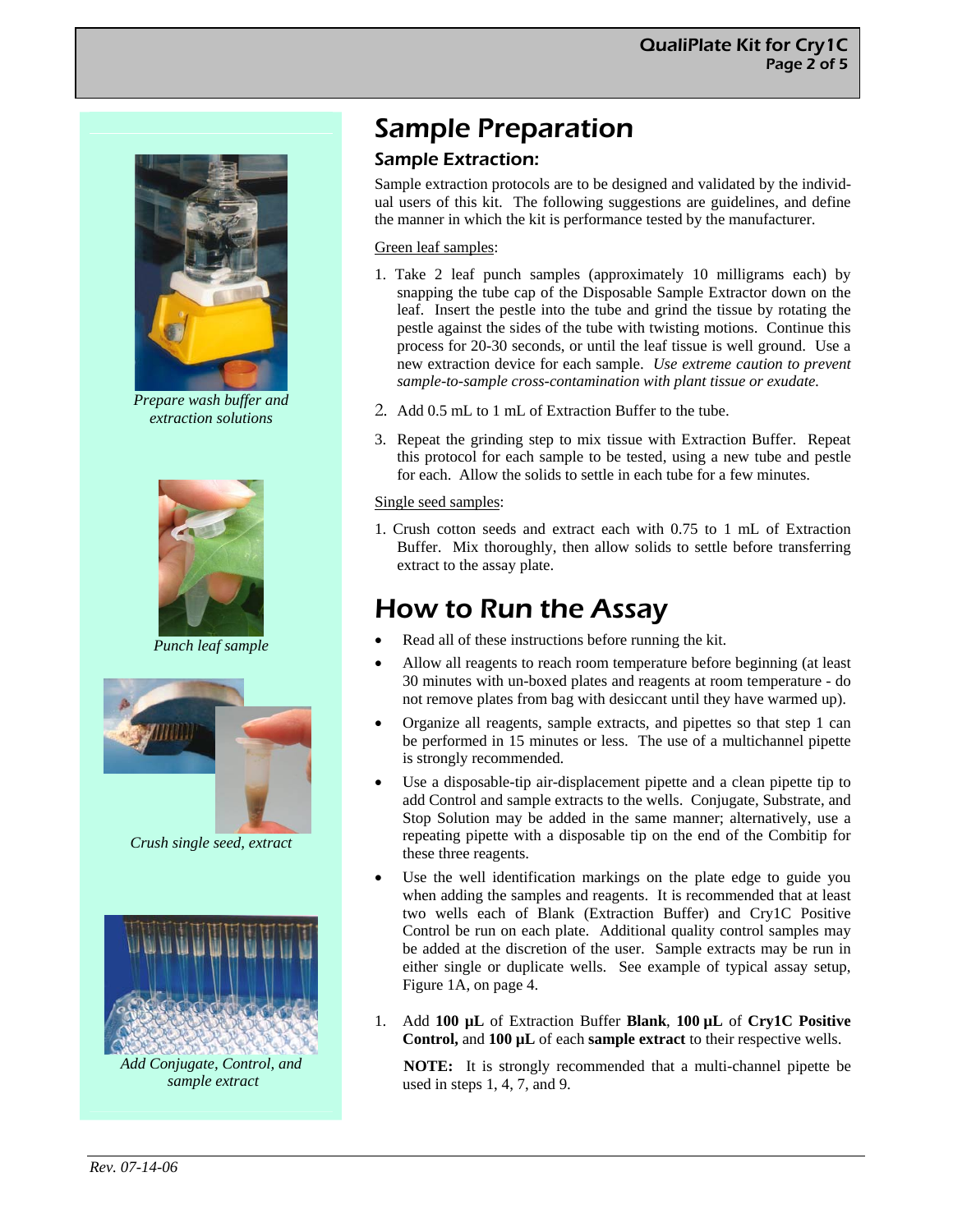## Sample Preparation

### Sample Extraction:

Sample extraction protocols are to be designed and validated by the individual users of this kit. The following suggestions are guidelines, and define the manner in which the kit is performance tested by the manufacturer.

Green leaf samples:

1. Take 2 leaf punch samples (approximately 10 milligrams each) by snapping the tube cap of the Disposable Sample Extractor down on the leaf. Insert the pestle into the tube and grind the tissue by rotating the pestle against the sides of the tube with twisting motions. Continue this process for 20-30 seconds, or until the leaf tissue is well ground. Use a new extraction device for each sample. *Use extreme caution to prevent sample-to-sample cross-contamination with plant tissue or exudate.*
2. Add 0.5 mL to 1 mL of Extraction Buffer to the tube.
3. Repeat the grinding step to mix tissue with Extraction Buffer. Repeat this protocol for each sample to be tested, using a new tube and pestle for each. Allow the solids to settle in each tube for a few minutes.

Single seed samples:

1. Crush cotton seeds and extract each with 0.75 to 1 mL of Extraction Buffer. Mix thoroughly, then allow solids to settle before transferring extract to the assay plate.

*Prepare wash buffer and extraction solutions*

*Punch leaf sample*

*Crush single seed, extract*

*Add Conjugate, Control, and sample extract*

## How to Run the Assay

- Read all of these instructions before running the kit.
- Allow all reagents to reach room temperature before beginning (at least 30 minutes with un-boxed plates and reagents at room temperature - do not remove plates from bag with desiccant until they have warmed up).
- Organize all reagents, sample extracts, and pipettes so that step 1 can be performed in 15 minutes or less. The use of a multichannel pipette is strongly recommended.
- Use a disposable-tip air-displacement pipette and a clean pipette tip to add Control and sample extracts to the wells. Conjugate, Substrate, and Stop Solution may be added in the same manner; alternatively, use a repeating pipette with a disposable tip on the end of the Combitip for these three reagents.
- Use the well identification markings on the plate edge to guide you when adding the samples and reagents. It is recommended that at least two wells each of Blank (Extraction Buffer) and Cry1C Positive Control be run on each plate. Additional quality control samples may be added at the discretion of the user. Sample extracts may be run in either single or duplicate wells. See example of typical assay setup, Figure 1A, on page 4.

1. Add **100 µL** of Extraction Buffer **Blank**, **100 µL** of **Cry1C Positive Control,** and **100 µL** of each **sample extract** to their respective wells.

   **NOTE:** It is strongly recommended that a multi-channel pipette be used in steps 1, 4, 7, and 9.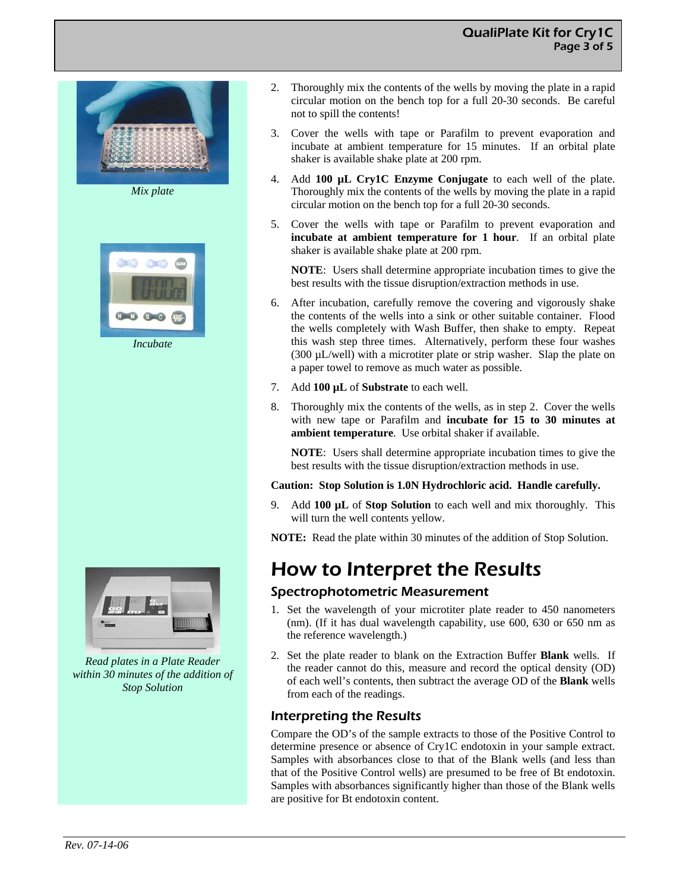*Mix plate*

*Incubate*

*Read plates in a Plate Reader within 30 minutes of the addition of Stop Solution*

2. Thoroughly mix the contents of the wells by moving the plate in a rapid circular motion on the bench top for a full 20-30 seconds. Be careful not to spill the contents!

3. Cover the wells with tape or Parafilm to prevent evaporation and incubate at ambient temperature for 15 minutes. If an orbital plate shaker is available shake plate at 200 rpm.

4. Add **100 µL Cry1C Enzyme Conjugate** to each well of the plate. Thoroughly mix the contents of the wells by moving the plate in a rapid circular motion on the bench top for a full 20-30 seconds.

5. Cover the wells with tape or Parafilm to prevent evaporation and **incubate at ambient temperature for 1 hour**. If an orbital plate shaker is available shake plate at 200 rpm.

   **NOTE**: Users shall determine appropriate incubation times to give the best results with the tissue disruption/extraction methods in use.

6. After incubation, carefully remove the covering and vigorously shake the contents of the wells into a sink or other suitable container. Flood the wells completely with Wash Buffer, then shake to empty. Repeat this wash step three times. Alternatively, perform these four washes (300 µL/well) with a microtiter plate or strip washer. Slap the plate on a paper towel to remove as much water as possible.

7. Add **100 µL** of **Substrate** to each well.

8. Thoroughly mix the contents of the wells, as in step 2. Cover the wells with new tape or Parafilm and **incubate for 15 to 30 minutes at ambient temperature**. Use orbital shaker if available.

   **NOTE**: Users shall determine appropriate incubation times to give the best results with the tissue disruption/extraction methods in use.

**Caution: Stop Solution is 1.0N Hydrochloric acid. Handle carefully.**

9. Add **100 µL** of **Stop Solution** to each well and mix thoroughly. This will turn the well contents yellow.

**NOTE:** Read the plate within 30 minutes of the addition of Stop Solution.

# How to Interpret the Results

## Spectrophotometric Measurement

1. Set the wavelength of your microtiter plate reader to 450 nanometers (nm). (If it has dual wavelength capability, use 600, 630 or 650 nm as the reference wavelength.)

2. Set the plate reader to blank on the Extraction Buffer **Blank** wells. If the reader cannot do this, measure and record the optical density (OD) of each well's contents, then subtract the average OD of the **Blank** wells from each of the readings.

## Interpreting the Results

Compare the OD's of the sample extracts to those of the Positive Control to determine presence or absence of Cry1C endotoxin in your sample extract. Samples with absorbances close to that of the Blank wells (and less than that of the Positive Control wells) are presumed to be free of Bt endotoxin. Samples with absorbances significantly higher than those of the Blank wells are positive for Bt endotoxin content.

*Rev. 07-14-06*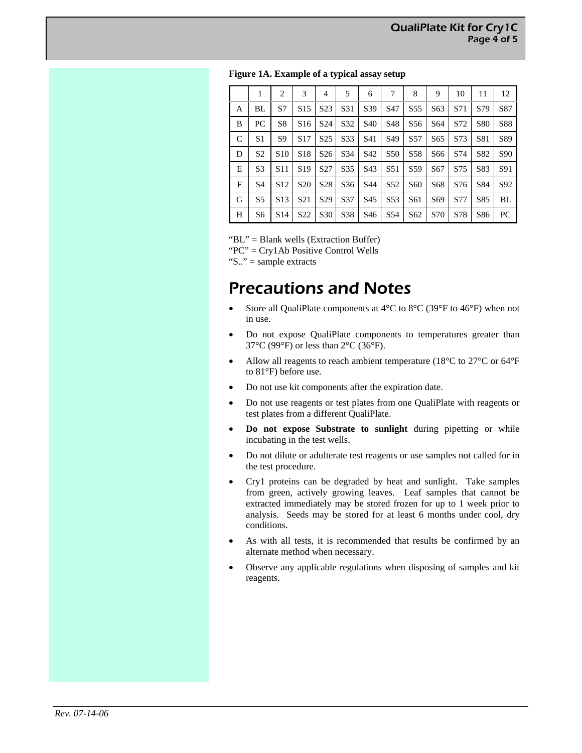**Figure 1A. Example of a typical assay setup**

| | 1 | 2 | 3 | 4 | 5 | 6 | 7 | 8 | 9 | 10 | 11 | 12 |
|---|---|---|---|---|---|---|---|---|---|---|---|---|
| A | BL | S7 | S15 | S23 | S31 | S39 | S47 | S55 | S63 | S71 | S79 | S87 |
| B | PC | S8 | S16 | S24 | S32 | S40 | S48 | S56 | S64 | S72 | S80 | S88 |
| C | S1 | S9 | S17 | S25 | S33 | S41 | S49 | S57 | S65 | S73 | S81 | S89 |
| D | S2 | S10 | S18 | S26 | S34 | S42 | S50 | S58 | S66 | S74 | S82 | S90 |
| E | S3 | S11 | S19 | S27 | S35 | S43 | S51 | S59 | S67 | S75 | S83 | S91 |
| F | S4 | S12 | S20 | S28 | S36 | S44 | S52 | S60 | S68 | S76 | S84 | S92 |
| G | S5 | S13 | S21 | S29 | S37 | S45 | S53 | S61 | S69 | S77 | S85 | BL |
| H | S6 | S14 | S22 | S30 | S38 | S46 | S54 | S62 | S70 | S78 | S86 | PC |

"BL" = Blank wells (Extraction Buffer)
"PC" = Cry1Ab Positive Control Wells
"S.." = sample extracts

# Precautions and Notes

- Store all QualiPlate components at 4°C to 8°C (39°F to 46°F) when not in use.
- Do not expose QualiPlate components to temperatures greater than 37°C (99°F) or less than 2°C (36°F).
- Allow all reagents to reach ambient temperature (18°C to 27°C or 64°F to 81°F) before use.
- Do not use kit components after the expiration date.
- Do not use reagents or test plates from one QualiPlate with reagents or test plates from a different QualiPlate.
- **Do not expose Substrate to sunlight** during pipetting or while incubating in the test wells.
- Do not dilute or adulterate test reagents or use samples not called for in the test procedure.
- Cry1 proteins can be degraded by heat and sunlight. Take samples from green, actively growing leaves. Leaf samples that cannot be extracted immediately may be stored frozen for up to 1 week prior to analysis. Seeds may be stored for at least 6 months under cool, dry conditions.
- As with all tests, it is recommended that results be confirmed by an alternate method when necessary.
- Observe any applicable regulations when disposing of samples and kit reagents.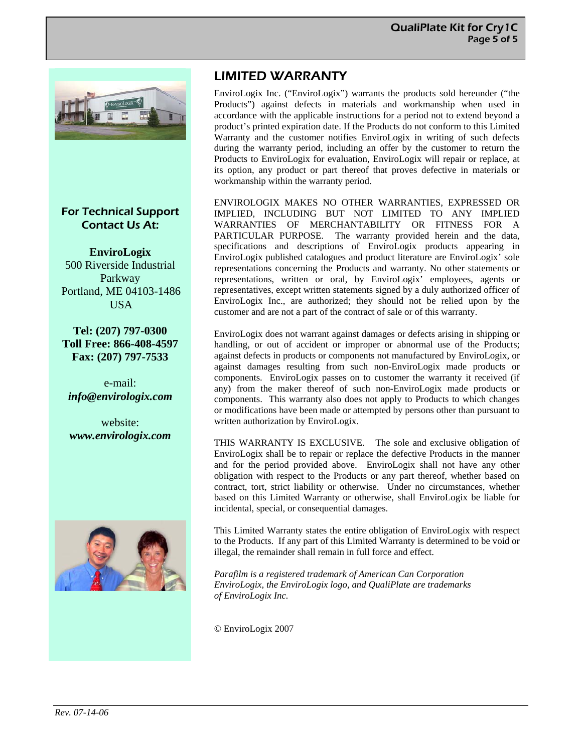**For Technical Support Contact Us At:**

**EnviroLogix**
500 Riverside Industrial Parkway
Portland, ME 04103-1486
USA

**Tel: (207) 797-0300**
**Toll Free: 866-408-4597**
**Fax: (207) 797-7533**

e-mail:
***info@envirologix.com***

website:
***www.envirologix.com***

## LIMITED WARRANTY

EnviroLogix Inc. ("EnviroLogix") warrants the products sold hereunder ("the Products") against defects in materials and workmanship when used in accordance with the applicable instructions for a period not to extend beyond a product's printed expiration date. If the Products do not conform to this Limited Warranty and the customer notifies EnviroLogix in writing of such defects during the warranty period, including an offer by the customer to return the Products to EnviroLogix for evaluation, EnviroLogix will repair or replace, at its option, any product or part thereof that proves defective in materials or workmanship within the warranty period.

ENVIROLOGIX MAKES NO OTHER WARRANTIES, EXPRESSED OR IMPLIED, INCLUDING BUT NOT LIMITED TO ANY IMPLIED WARRANTIES OF MERCHANTABILITY OR FITNESS FOR A PARTICULAR PURPOSE. The warranty provided herein and the data, specifications and descriptions of EnviroLogix products appearing in EnviroLogix published catalogues and product literature are EnviroLogix' sole representations concerning the Products and warranty. No other statements or representations, written or oral, by EnviroLogix' employees, agents or representatives, except written statements signed by a duly authorized officer of EnviroLogix Inc., are authorized; they should not be relied upon by the customer and are not a part of the contract of sale or of this warranty.

EnviroLogix does not warrant against damages or defects arising in shipping or handling, or out of accident or improper or abnormal use of the Products; against defects in products or components not manufactured by EnviroLogix, or against damages resulting from such non-EnviroLogix made products or components. EnviroLogix passes on to customer the warranty it received (if any) from the maker thereof of such non-EnviroLogix made products or components. This warranty also does not apply to Products to which changes or modifications have been made or attempted by persons other than pursuant to written authorization by EnviroLogix.

THIS WARRANTY IS EXCLUSIVE. The sole and exclusive obligation of EnviroLogix shall be to repair or replace the defective Products in the manner and for the period provided above. EnviroLogix shall not have any other obligation with respect to the Products or any part thereof, whether based on contract, tort, strict liability or otherwise. Under no circumstances, whether based on this Limited Warranty or otherwise, shall EnviroLogix be liable for incidental, special, or consequential damages.

This Limited Warranty states the entire obligation of EnviroLogix with respect to the Products. If any part of this Limited Warranty is determined to be void or illegal, the remainder shall remain in full force and effect.

*Parafilm is a registered trademark of American Can Corporation*
*EnviroLogix, the EnviroLogix logo, and QualiPlate are trademarks of EnviroLogix Inc.*

© EnviroLogix 2007

*Rev. 07-14-06*